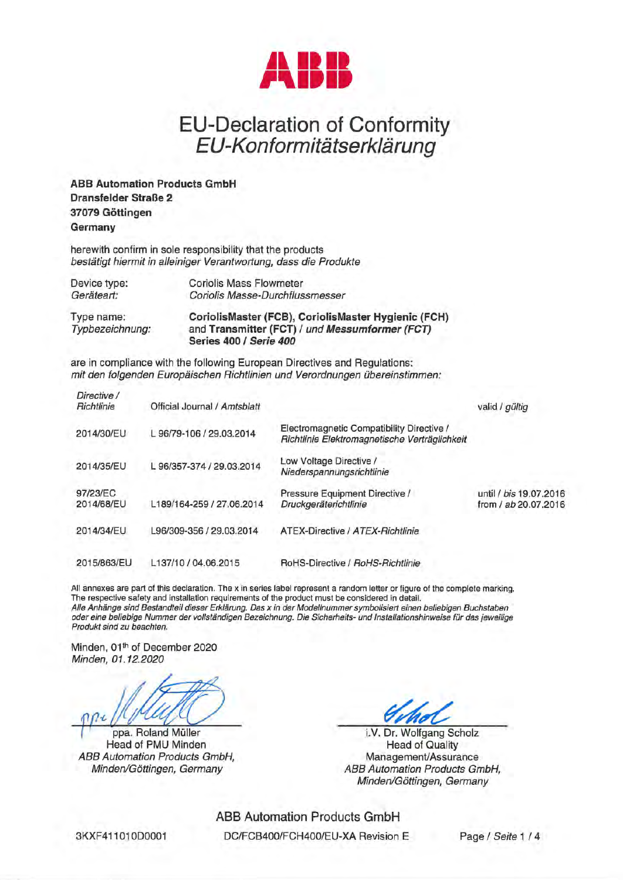# EU-Declaration of Conformity
# *EU-Konformitätserklärung*

**ABB Automation Products GmbH**
**Dransfelder Straße 2**
**37079 Göttingen**
**Germany**

herewith confirm in sole responsibility that the products
*bestätigt hiermit in alleiniger Verantwortung, dass die Produkte*

| | |
|---|---|
| Device type: *Geräteart:* | Coriolis Mass Flowmeter *Coriolis Masse-Durchflussmesser* |
| Type name: *Typbezeichnung:* | **CoriolisMaster (FCB), CoriolisMaster Hygienic (FCH) and Transmitter (FCT)** / *und* ***Messumformer (FCT)*** **Series 400** / ***Serie 400*** |

are in compliance with the following European Directives and Regulations:
*mit den folgenden Europäischen Richtlinien und Verordnungen übereinstimmen:*

| Directive / *Richtlinie* | Official Journal / *Amtsblatt* | | valid / *gültig* |
|---|---|---|---|
| 2014/30/EU | L 96/79-106 / 29.03.2014 | Electromagnetic Compatibility Directive / *Richtlinie Elektromagnetische Verträglichkeit* | |
| 2014/35/EU | L 96/357-374 / 29.03.2014 | Low Voltage Directive / *Niederspannungsrichtlinie* | |
| 97/23/EC 2014/68/EU | L189/164-259 / 27.06.2014 | Pressure Equipment Directive / *Druckgeräterichtlinie* | until / *bis* 19.07.2016 from / *ab* 20.07.2016 |
| 2014/34/EU | L96/309-356 / 29.03.2014 | ATEX-Directive / *ATEX-Richtlinie* | |
| 2015/863/EU | L137/10 / 04.06.2015 | RoHS-Directive / *RoHS-Richtlinie* | |

All annexes are part of this declaration. The x in series label represent a random letter or figure of the complete marking. The respective safety and installation requirements of the product must be considered in detail.
*Alle Anhänge sind Bestandteil dieser Erklärung. Das x in der Modellnummer symbolisiert einen beliebigen Buchstaben oder eine beliebige Nummer der vollständigen Bezeichnung. Die Sicherheits- und Installationshinweise für das jeweilige Produkt sind zu beachten.*

Minden, 01th of December 2020
*Minden, 01.12.2020*

ppa. Roland Müller
Head of PMU Minden
*ABB Automation Products GmbH, Minden/Göttingen, Germany*

i.V. Dr. Wolfgang Scholz
Head of Quality Management/Assurance
*ABB Automation Products GmbH, Minden/Göttingen, Germany*

ABB Automation Products GmbH

3KXF411010D0001 DC/FCB400/FCH400/EU-XA Revision E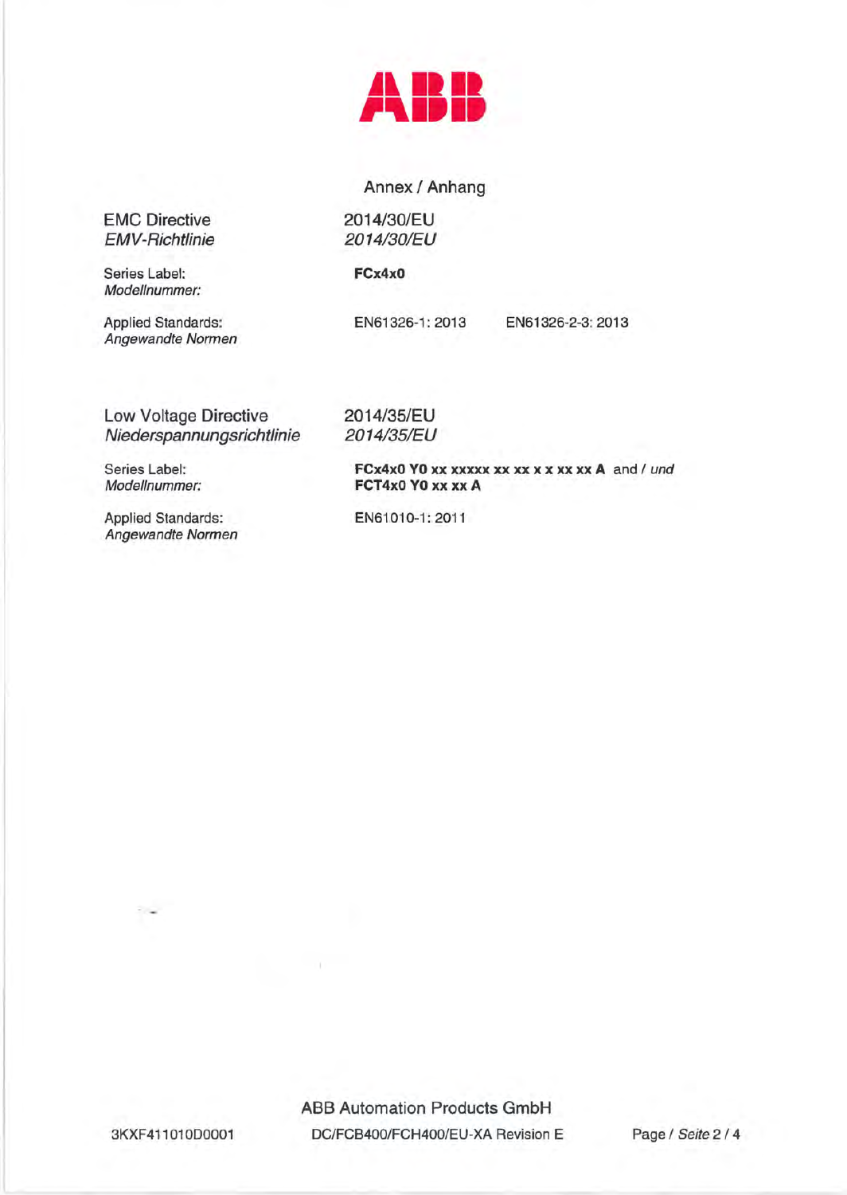ABB

## Annex / *Anhang*

| | |
|---|---|
| EMC Directive<br>*EMV-Richtlinie* | 2014/30/EU<br>*2014/30/EU* |
| Series Label:<br>*Modellnummer:* | **FCx4x0** |
| Applied Standards:<br>*Angewandte Normen* | EN61326-1: 2013 &nbsp;&nbsp;&nbsp; EN61326-2-3: 2013 |

| | |
|---|---|
| Low Voltage Directive<br>*Niederspannungsrichtlinie* | 2014/35/EU<br>*2014/35/EU* |
| Series Label:<br>*Modellnummer:* | **FCx4x0 Y0 xx xxxxx xx xx x x xx xx A** and / *und*<br>**FCT4x0 Y0 xx xx A** |
| Applied Standards:<br>*Angewandte Normen* | EN61010-1: 2011 |

ABB Automation Products GmbH

3KXF411010D0001 &nbsp;&nbsp;&nbsp; DC/FCB400/FCH400/EU-XA Revision E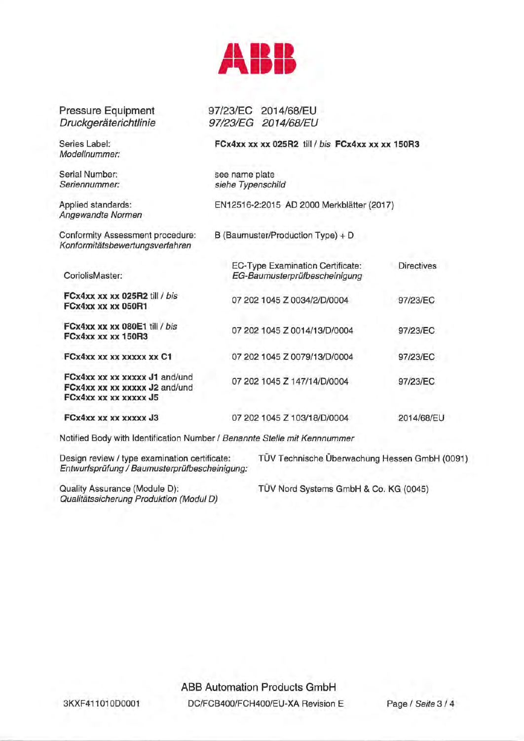ABB

| | |
|---|---|
| Pressure Equipment<br>*Druckgeräterichtlinie* | 97/23/EC 2014/68/EU<br>*97/23/EG 2014/68/EU* |
| Series Label:<br>*Modellnummer:* | **FCx4xx xx xx 025R2** till / *bis* **FCx4xx xx xx 150R3** |
| Serial Number:<br>*Seriennummer:* | see name plate<br>*siehe Typenschild* |
| Applied standards:<br>*Angewandte Normen* | EN12516-2:2015 AD 2000 Merkblätter (2017) |
| Conformity Assessment procedure:<br>*Konformitätsbewertungsverfahren* | B (Baumuster/Production Type) + D |

| CoriolisMaster: | EC-Type Examination Certificate:<br>*EG-Baumusterprüfbescheinigung* | Directives |
|---|---|---|
| **FCx4xx xx xx 025R2** till / *bis*<br>**FCx4xx xx xx 050R1** | 07 202 1045 Z 0034/2/D/0004 | 97/23/EC |
| **FCx4xx xx xx 080E1** till / *bis*<br>**FCx4xx xx xx 150R3** | 07 202 1045 Z 0014/13/D/0004 | 97/23/EC |
| **FCx4xx xx xx xxxxx xx C1** | 07 202 1045 Z 0079/13/D/0004 | 97/23/EC |
| **FCx4xx xx xx xxxxx J1** and/und<br>**FCx4xx xx xx xxxxx J2** and/und<br>**FCx4xx xx xx xxxxx J5** | 07 202 1045 Z 147/14/D/0004 | 97/23/EC |
| **FCx4xx xx xx xxxxx J3** | 07 202 1045 Z 103/18/D/0004 | 2014/68/EU |

Notified Body with Identification Number / *Benannte Stelle mit Kennnummer*

| | |
|---|---|
| Design review / type examination certificate:<br>*Entwurfsprüfung / Baumusterprüfbescheinigung:* | TÜV Technische Überwachung Hessen GmbH (0091) |
| Quality Assurance (Module D):<br>*Qualitätssicherung Produktion (Modul D)* | TÜV Nord Systems GmbH & Co. KG (0045) |

ABB Automation Products GmbH

3KXF411010D0001 DC/FCB400/FCH400/EU-XA Revision E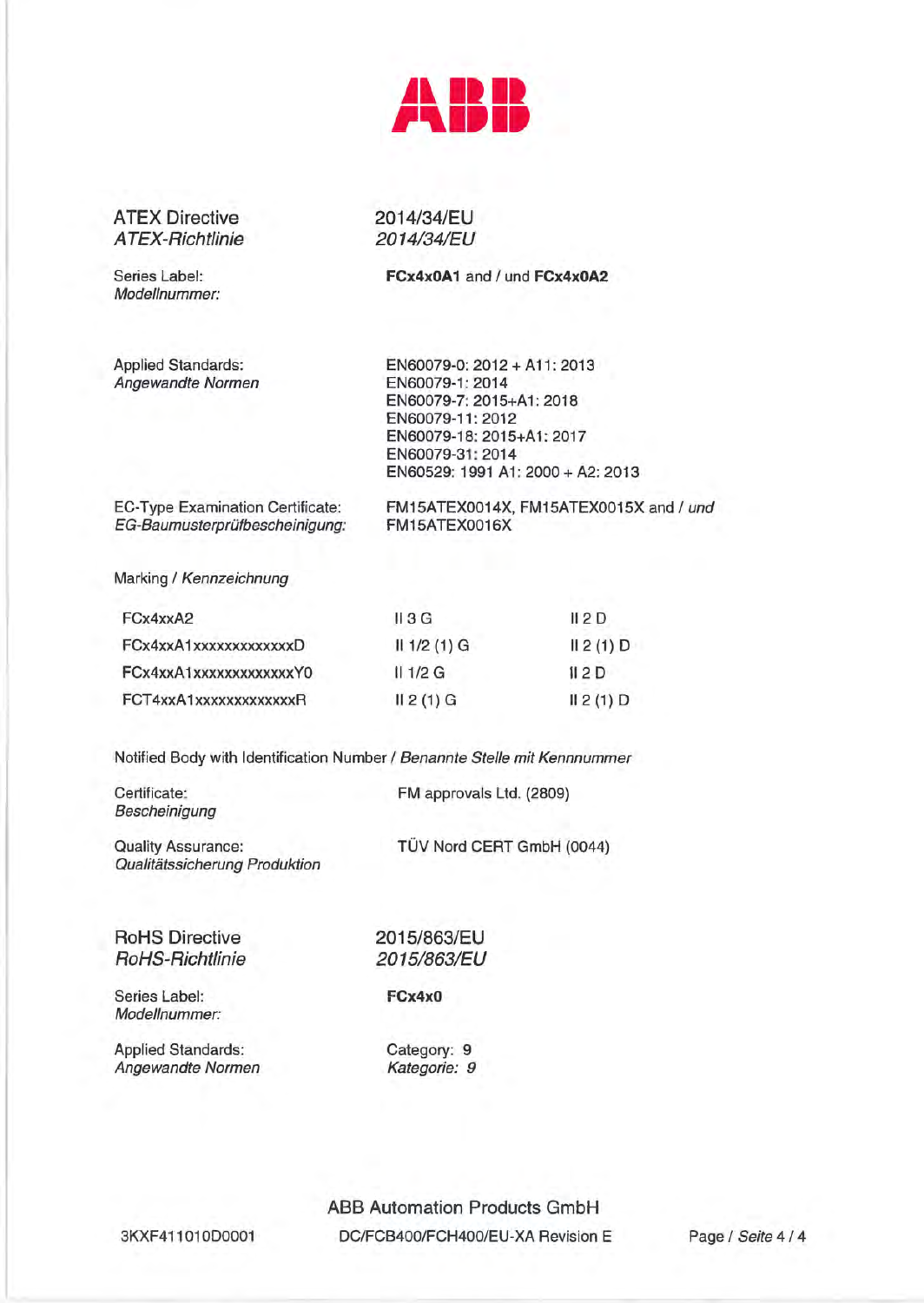ABB

| | |
|---|---|
| ATEX Directive<br>*ATEX-Richtlinie* | 2014/34/EU<br>*2014/34/EU* |
| Series Label:<br>*Modellnummer:* | **FCx4x0A1** and / und **FCx4x0A2** |
| Applied Standards:<br>*Angewandte Normen* | EN60079-0: 2012 + A11: 2013<br>EN60079-1: 2014<br>EN60079-7: 2015+A1: 2018<br>EN60079-11: 2012<br>EN60079-18: 2015+A1: 2017<br>EN60079-31: 2014<br>EN60529: 1991 A1: 2000 + A2: 2013 |
| EC-Type Examination Certificate:<br>*EG-Baumusterprüfbescheinigung:* | FM15ATEX0014X, FM15ATEX0015X and / *und* FM15ATEX0016X |

Marking / *Kennzeichnung*

| | | |
|---|---|---|
| FCx4xxA2 | II 3 G | II 2 D |
| FCx4xxA1xxxxxxxxxxxxxD | II 1/2 (1) G | II 2 (1) D |
| FCx4xxA1xxxxxxxxxxxxxY0 | II 1/2 G | II 2 D |
| FCT4xxA1xxxxxxxxxxxxxR | II 2 (1) G | II 2 (1) D |

Notified Body with Identification Number / *Benannte Stelle mit Kennnummer*

| | |
|---|---|
| Certificate:<br>*Bescheinigung* | FM approvals Ltd. (2809) |
| Quality Assurance:<br>*Qualitätssicherung Produktion* | TÜV Nord CERT GmbH (0044) |

| | |
|---|---|
| RoHS Directive<br>*RoHS-Richtlinie* | 2015/863/EU<br>*2015/863/EU* |
| Series Label:<br>*Modellnummer:* | **FCx4x0** |
| Applied Standards:<br>*Angewandte Normen* | Category: **9**<br>*Kategorie:* ***9*** |

ABB Automation Products GmbH

3KXF411010D0001 DC/FCB400/FCH400/EU-XA Revision E